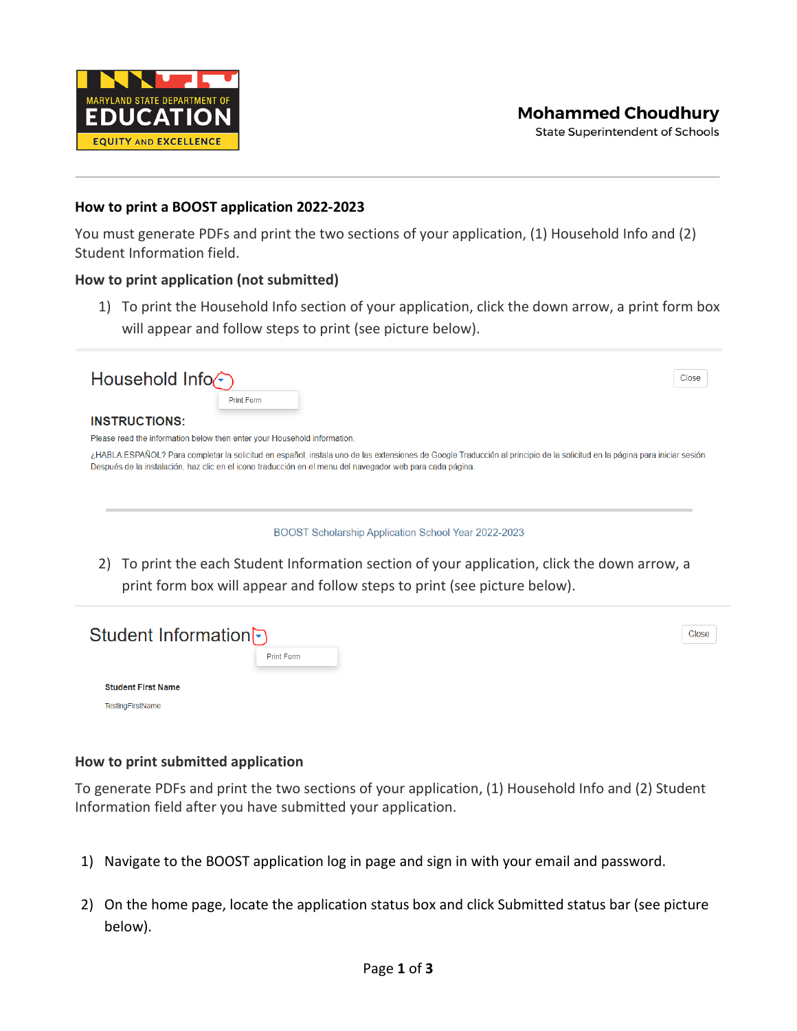MARYLAND STATE DEPARTMENT OF EDUCATION
EQUITY AND EXCELLENCE

**Mohammed Choudhury**
State Superintendent of Schools

---

### How to print a BOOST application 2022-2023

You must generate PDFs and print the two sections of your application, (1) Household Info and (2) Student Information field.

### How to print application (not submitted)

1) To print the Household Info section of your application, click the down arrow, a print form box will appear and follow steps to print (see picture below).

Household Info

Print Form

Close

**INSTRUCTIONS:**

Please read the information below then enter your Household information.

¿HABLA ESPAÑOL? Para completar la solicitud en español, instala uno de las extensiones de Google Traducción al principio de la solicitud en la página para iniciar sesión. Después de la instalación, haz clic en el icono traducción en el menu del navegador web para cada página.

BOOST Scholarship Application School Year 2022-2023

2) To print the each Student Information section of your application, click the down arrow, a print form box will appear and follow steps to print (see picture below).

Student Information

Print Form

Close

**Student First Name**

TestingFirstName

### How to print submitted application

To generate PDFs and print the two sections of your application, (1) Household Info and (2) Student Information field after you have submitted your application.

1) Navigate to the BOOST application log in page and sign in with your email and password.

2) On the home page, locate the application status box and click Submitted status bar (see picture below).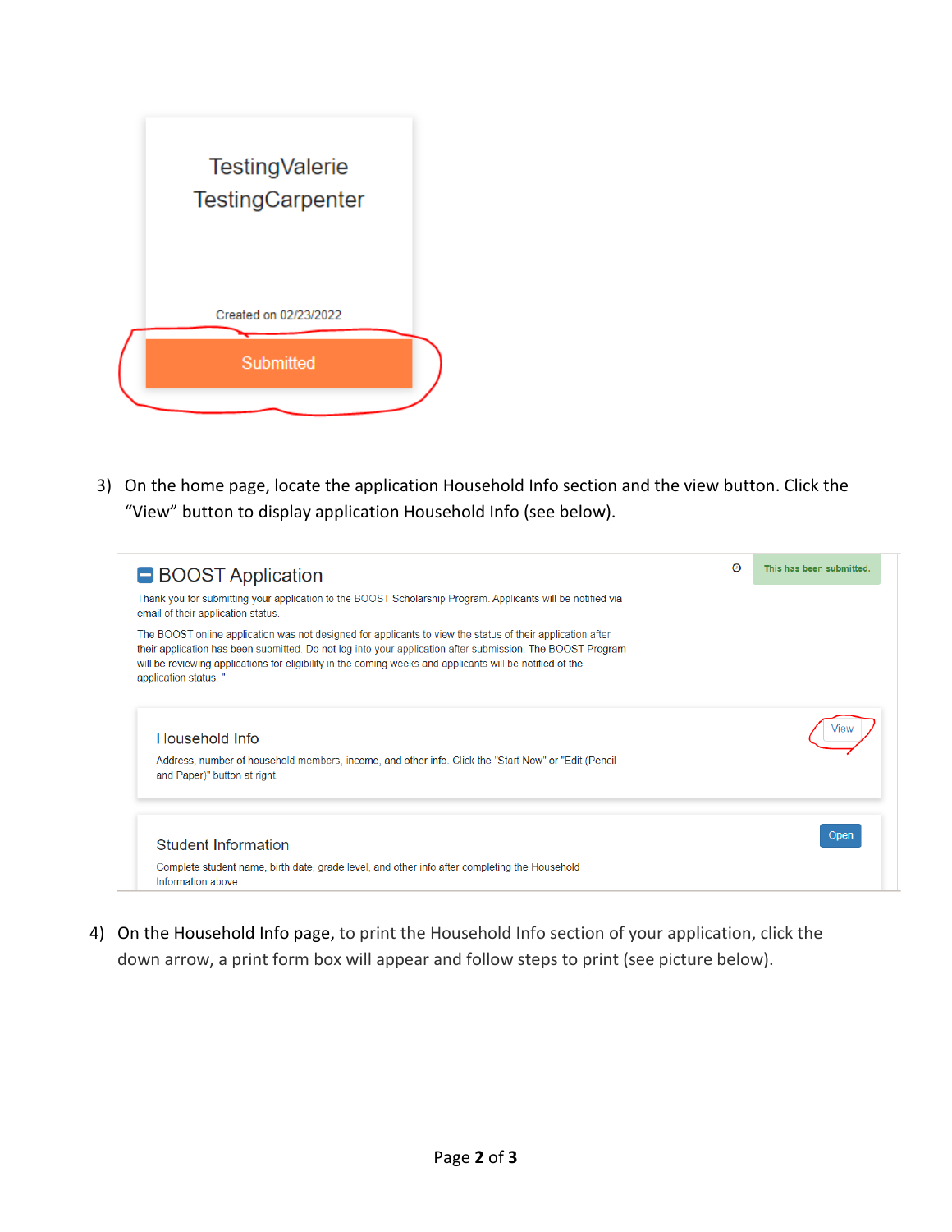TestingValerie TestingCarpenter

Created on 02/23/2022

Submitted

3) On the home page, locate the application Household Info section and the view button. Click the "View" button to display application Household Info (see below).

BOOST Application

This has been submitted.

Thank you for submitting your application to the BOOST Scholarship Program. Applicants will be notified via email of their application status.

The BOOST online application was not designed for applicants to view the status of their application after their application has been submitted. Do not log into your application after submission. The BOOST Program will be reviewing applications for eligibility in the coming weeks and applicants will be notified of the application status. "

Household Info

Address, number of household members, income, and other info. Click the "Start Now" or "Edit (Pencil and Paper)" button at right.

View

Student Information

Complete student name, birth date, grade level, and other info after completing the Household Information above.

Open

4) On the Household Info page, to print the Household Info section of your application, click the down arrow, a print form box will appear and follow steps to print (see picture below).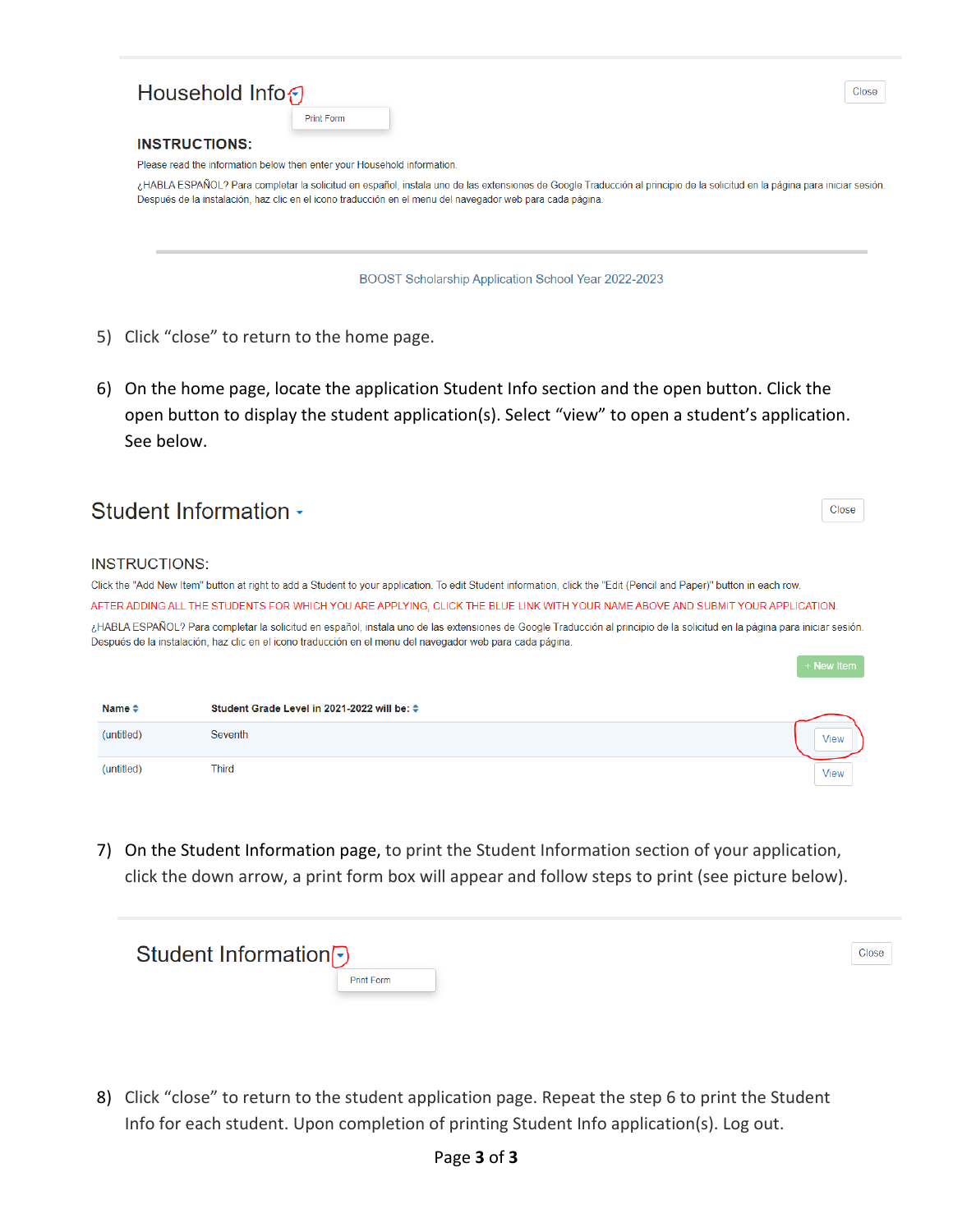Household Info

Print Form

Close

**INSTRUCTIONS:**

Please read the information below then enter your Household information.

¿HABLA ESPAÑOL? Para completar la solicitud en español, instala uno de las extensiones de Google Traducción al principio de la solicitud en la página para iniciar sesión. Después de la instalación, haz clic en el icono traducción en el menu del navegador web para cada página.

BOOST Scholarship Application School Year 2022-2023

5) Click "close" to return to the home page.

6) On the home page, locate the application Student Info section and the open button. Click the open button to display the student application(s). Select "view" to open a student's application. See below.

Student Information

Close

INSTRUCTIONS:

Click the "Add New Item" button at right to add a Student to your application. To edit Student information, click the "Edit (Pencil and Paper)" button in each row.

AFTER ADDING ALL THE STUDENTS FOR WHICH YOU ARE APPLYING, CLICK THE BLUE LINK WITH YOUR NAME ABOVE AND SUBMIT YOUR APPLICATION.

¿HABLA ESPAÑOL? Para completar la solicitud en español, instala uno de las extensiones de Google Traducción al principio de la solicitud en la página para iniciar sesión. Después de la instalación, haz clic en el icono traducción en el menu del navegador web para cada página.

+ New Item

| Name | Student Grade Level in 2021-2022 will be: | |
|---|---|---|
| (untitled) | Seventh | View |
| (untitled) | Third | View |

7) On the Student Information page, to print the Student Information section of your application, click the down arrow, a print form box will appear and follow steps to print (see picture below).

Student Information

Print Form

Close

8) Click "close" to return to the student application page. Repeat the step 6 to print the Student Info for each student. Upon completion of printing Student Info application(s). Log out.